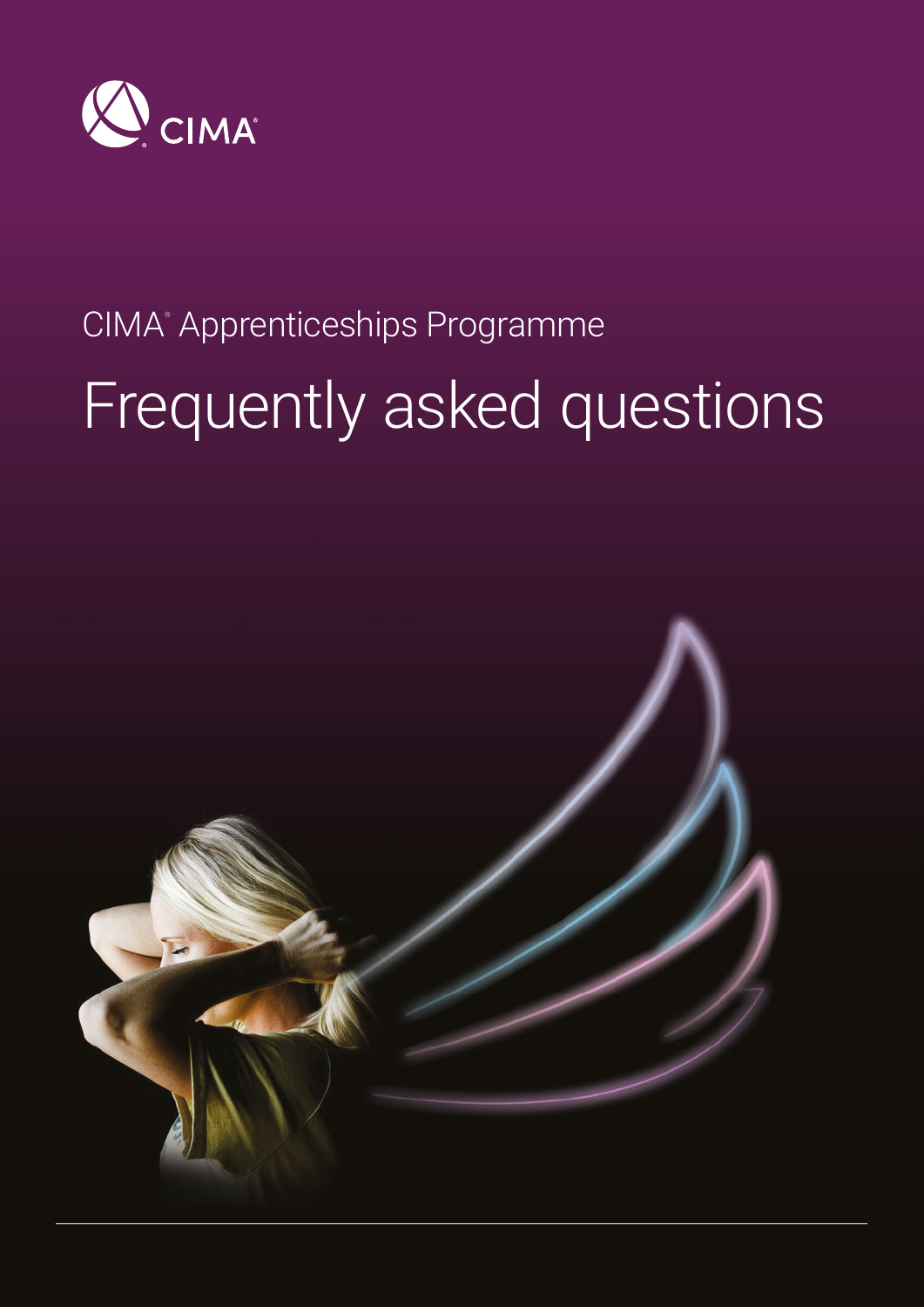CIMA®

CIMA® Apprenticeships Programme

# Frequently asked questions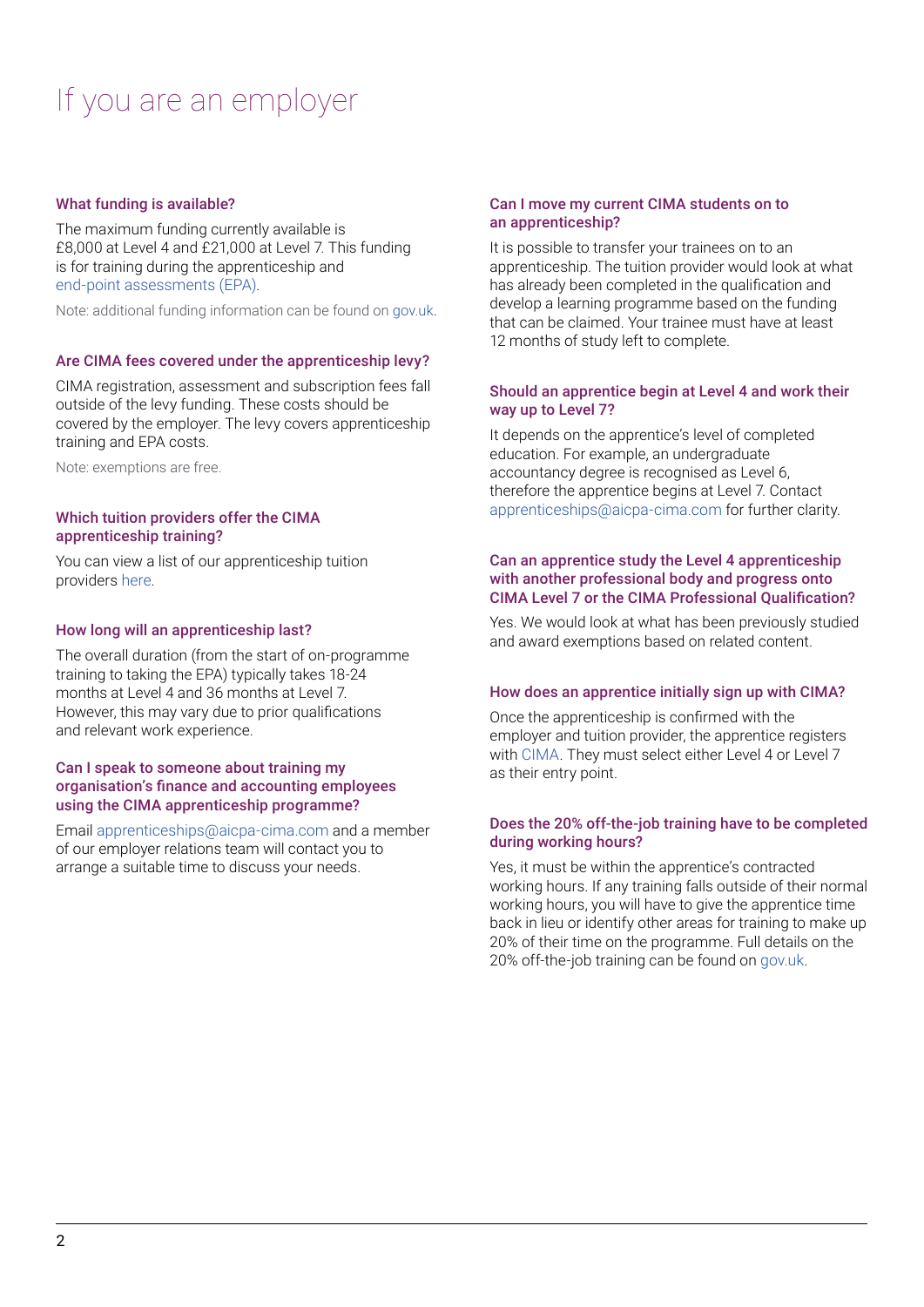# If you are an employer

### What funding is available?

The maximum funding currently available is £8,000 at Level 4 and £21,000 at Level 7. This funding is for training during the apprenticeship and end-point assessments (EPA).

Note: additional funding information can be found on gov.uk.

### Are CIMA fees covered under the apprenticeship levy?

CIMA registration, assessment and subscription fees fall outside of the levy funding. These costs should be covered by the employer. The levy covers apprenticeship training and EPA costs.

Note: exemptions are free.

### Which tuition providers offer the CIMA apprenticeship training?

You can view a list of our apprenticeship tuition providers here.

### How long will an apprenticeship last?

The overall duration (from the start of on-programme training to taking the EPA) typically takes 18-24 months at Level 4 and 36 months at Level 7. However, this may vary due to prior qualifications and relevant work experience.

### Can I speak to someone about training my organisation's finance and accounting employees using the CIMA apprenticeship programme?

Email apprenticeships@aicpa-cima.com and a member of our employer relations team will contact you to arrange a suitable time to discuss your needs.

### Can I move my current CIMA students on to an apprenticeship?

It is possible to transfer your trainees on to an apprenticeship. The tuition provider would look at what has already been completed in the qualification and develop a learning programme based on the funding that can be claimed. Your trainee must have at least 12 months of study left to complete.

### Should an apprentice begin at Level 4 and work their way up to Level 7?

It depends on the apprentice's level of completed education. For example, an undergraduate accountancy degree is recognised as Level 6, therefore the apprentice begins at Level 7. Contact apprenticeships@aicpa-cima.com for further clarity.

### Can an apprentice study the Level 4 apprenticeship with another professional body and progress onto CIMA Level 7 or the CIMA Professional Qualification?

Yes. We would look at what has been previously studied and award exemptions based on related content.

### How does an apprentice initially sign up with CIMA?

Once the apprenticeship is confirmed with the employer and tuition provider, the apprentice registers with CIMA. They must select either Level 4 or Level 7 as their entry point.

### Does the 20% off-the-job training have to be completed during working hours?

Yes, it must be within the apprentice's contracted working hours. If any training falls outside of their normal working hours, you will have to give the apprentice time back in lieu or identify other areas for training to make up 20% of their time on the programme. Full details on the 20% off-the-job training can be found on gov.uk.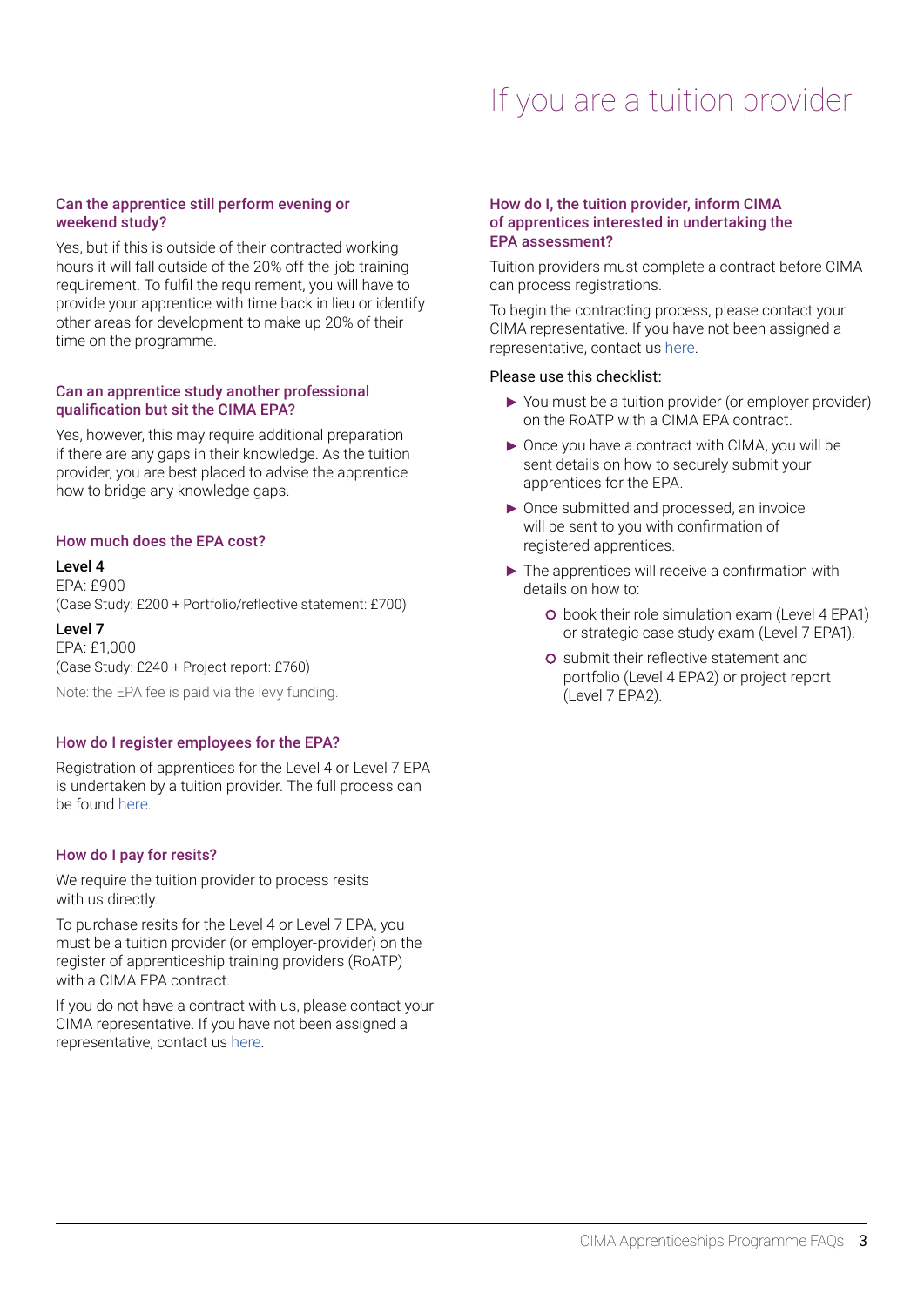# If you are a tuition provider

### Can the apprentice still perform evening or weekend study?

Yes, but if this is outside of their contracted working hours it will fall outside of the 20% off-the-job training requirement. To fulfil the requirement, you will have to provide your apprentice with time back in lieu or identify other areas for development to make up 20% of their time on the programme.

### Can an apprentice study another professional qualification but sit the CIMA EPA?

Yes, however, this may require additional preparation if there are any gaps in their knowledge. As the tuition provider, you are best placed to advise the apprentice how to bridge any knowledge gaps.

### How much does the EPA cost?

**Level 4**
EPA: £900
(Case Study: £200 + Portfolio/reflective statement: £700)

**Level 7**
EPA: £1,000
(Case Study: £240 + Project report: £760)

Note: the EPA fee is paid via the levy funding.

### How do I register employees for the EPA?

Registration of apprentices for the Level 4 or Level 7 EPA is undertaken by a tuition provider. The full process can be found here.

### How do I pay for resits?

We require the tuition provider to process resits with us directly.

To purchase resits for the Level 4 or Level 7 EPA, you must be a tuition provider (or employer-provider) on the register of apprenticeship training providers (RoATP) with a CIMA EPA contract.

If you do not have a contract with us, please contact your CIMA representative. If you have not been assigned a representative, contact us here.

### How do I, the tuition provider, inform CIMA of apprentices interested in undertaking the EPA assessment?

Tuition providers must complete a contract before CIMA can process registrations.

To begin the contracting process, please contact your CIMA representative. If you have not been assigned a representative, contact us here.

Please use this checklist:

- You must be a tuition provider (or employer provider) on the RoATP with a CIMA EPA contract.
- Once you have a contract with CIMA, you will be sent details on how to securely submit your apprentices for the EPA.
- Once submitted and processed, an invoice will be sent to you with confirmation of registered apprentices.
- The apprentices will receive a confirmation with details on how to:
  - book their role simulation exam (Level 4 EPA1) or strategic case study exam (Level 7 EPA1).
  - submit their reflective statement and portfolio (Level 4 EPA2) or project report (Level 7 EPA2).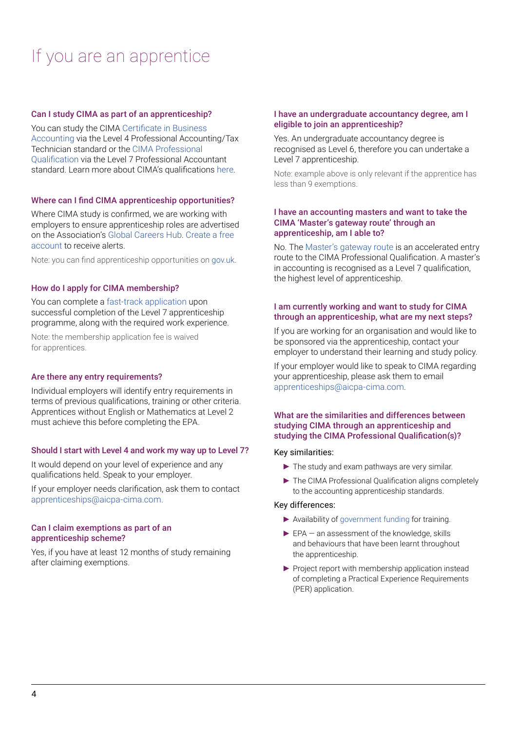# If you are an apprentice

### Can I study CIMA as part of an apprenticeship?

You can study the CIMA Certificate in Business Accounting via the Level 4 Professional Accounting/Tax Technician standard or the CIMA Professional Qualification via the Level 7 Professional Accountant standard. Learn more about CIMA's qualifications here.

### Where can I find CIMA apprenticeship opportunities?

Where CIMA study is confirmed, we are working with employers to ensure apprenticeship roles are advertised on the Association's Global Careers Hub. Create a free account to receive alerts.

Note: you can find apprenticeship opportunities on gov.uk.

### How do I apply for CIMA membership?

You can complete a fast-track application upon successful completion of the Level 7 apprenticeship programme, along with the required work experience.

Note: the membership application fee is waived for apprentices.

### Are there any entry requirements?

Individual employers will identify entry requirements in terms of previous qualifications, training or other criteria. Apprentices without English or Mathematics at Level 2 must achieve this before completing the EPA.

### Should I start with Level 4 and work my way up to Level 7?

It would depend on your level of experience and any qualifications held. Speak to your employer.

If your employer needs clarification, ask them to contact apprenticeships@aicpa-cima.com.

### Can I claim exemptions as part of an apprenticeship scheme?

Yes, if you have at least 12 months of study remaining after claiming exemptions.

### I have an undergraduate accountancy degree, am I eligible to join an apprenticeship?

Yes. An undergraduate accountancy degree is recognised as Level 6, therefore you can undertake a Level 7 apprenticeship.

Note: example above is only relevant if the apprentice has less than 9 exemptions.

### I have an accounting masters and want to take the CIMA 'Master's gateway route' through an apprenticeship, am I able to?

No. The Master's gateway route is an accelerated entry route to the CIMA Professional Qualification. A master's in accounting is recognised as a Level 7 qualification, the highest level of apprenticeship.

### I am currently working and want to study for CIMA through an apprenticeship, what are my next steps?

If you are working for an organisation and would like to be sponsored via the apprenticeship, contact your employer to understand their learning and study policy.

If your employer would like to speak to CIMA regarding your apprenticeship, please ask them to email apprenticeships@aicpa-cima.com.

### What are the similarities and differences between studying CIMA through an apprenticeship and studying the CIMA Professional Qualification(s)?

Key similarities:

- The study and exam pathways are very similar.
- The CIMA Professional Qualification aligns completely to the accounting apprenticeship standards.

Key differences:

- Availability of government funding for training.
- EPA — an assessment of the knowledge, skills and behaviours that have been learnt throughout the apprenticeship.
- Project report with membership application instead of completing a Practical Experience Requirements (PER) application.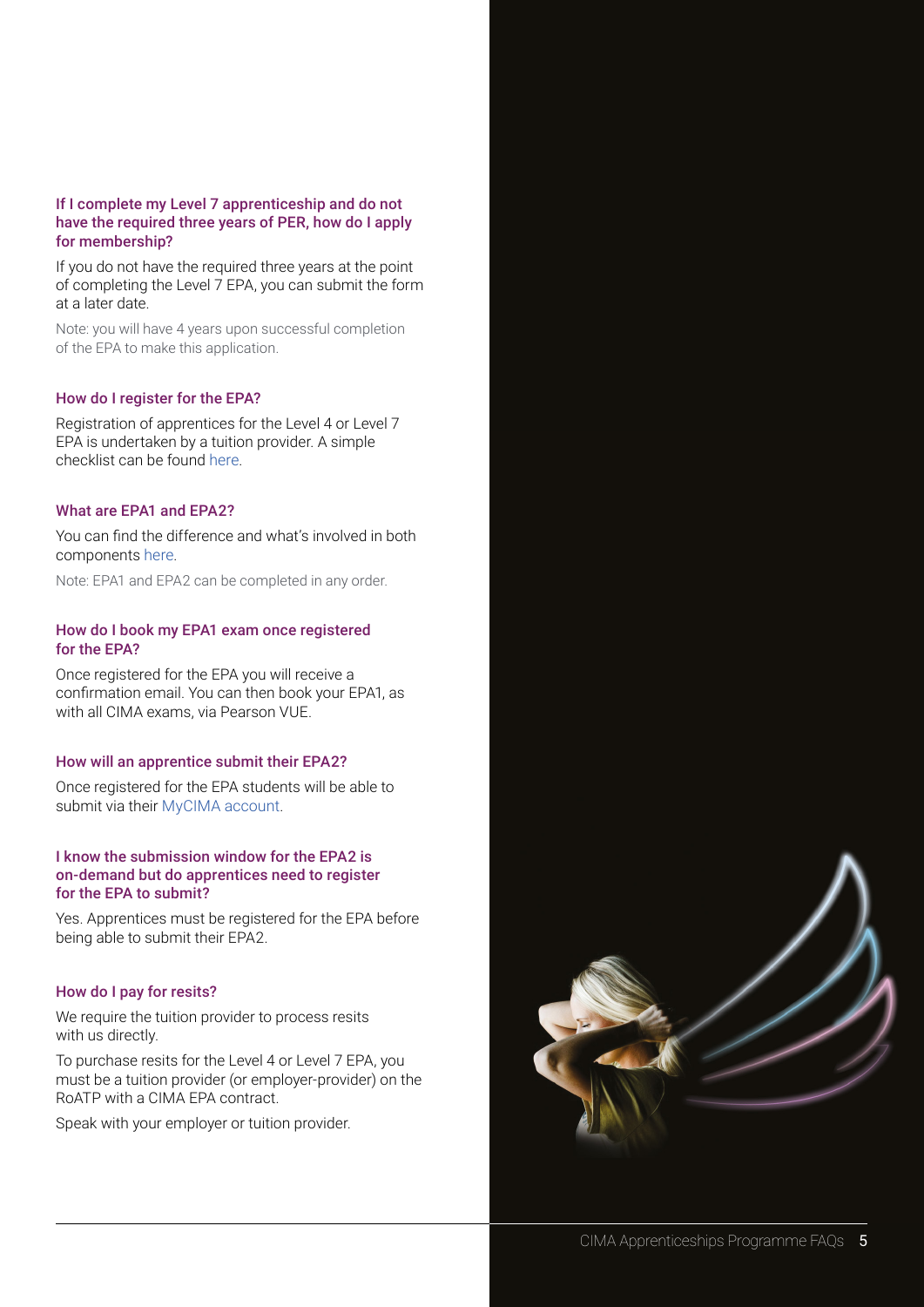### If I complete my Level 7 apprenticeship and do not have the required three years of PER, how do I apply for membership?

If you do not have the required three years at the point of completing the Level 7 EPA, you can submit the form at a later date.

Note: you will have 4 years upon successful completion of the EPA to make this application.

### How do I register for the EPA?

Registration of apprentices for the Level 4 or Level 7 EPA is undertaken by a tuition provider. A simple checklist can be found here.

### What are EPA1 and EPA2?

You can find the difference and what's involved in both components here.

Note: EPA1 and EPA2 can be completed in any order.

### How do I book my EPA1 exam once registered for the EPA?

Once registered for the EPA you will receive a confirmation email. You can then book your EPA1, as with all CIMA exams, via Pearson VUE.

### How will an apprentice submit their EPA2?

Once registered for the EPA students will be able to submit via their MyCIMA account.

### I know the submission window for the EPA2 is on-demand but do apprentices need to register for the EPA to submit?

Yes. Apprentices must be registered for the EPA before being able to submit their EPA2.

### How do I pay for resits?

We require the tuition provider to process resits with us directly.

To purchase resits for the Level 4 or Level 7 EPA, you must be a tuition provider (or employer-provider) on the RoATP with a CIMA EPA contract.

Speak with your employer or tuition provider.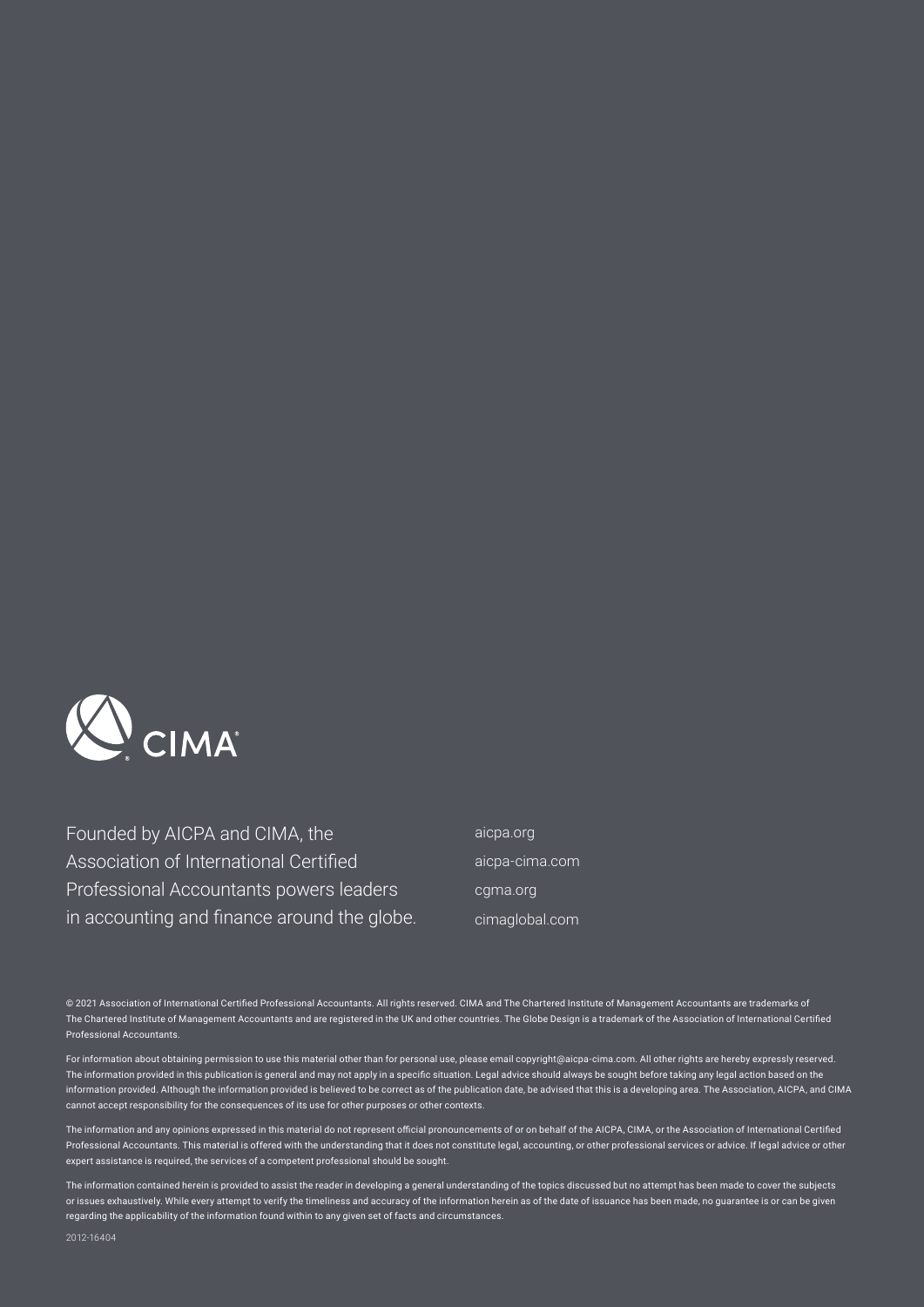CIMA®

Founded by AICPA and CIMA, the Association of International Certified Professional Accountants powers leaders in accounting and finance around the globe.

aicpa.org
aicpa-cima.com
cgma.org
cimaglobal.com

© 2021 Association of International Certified Professional Accountants. All rights reserved. CIMA and The Chartered Institute of Management Accountants are trademarks of The Chartered Institute of Management Accountants and are registered in the UK and other countries. The Globe Design is a trademark of the Association of International Certified Professional Accountants.

For information about obtaining permission to use this material other than for personal use, please email copyright@aicpa-cima.com. All other rights are hereby expressly reserved. The information provided in this publication is general and may not apply in a specific situation. Legal advice should always be sought before taking any legal action based on the information provided. Although the information provided is believed to be correct as of the publication date, be advised that this is a developing area. The Association, AICPA, and CIMA cannot accept responsibility for the consequences of its use for other purposes or other contexts.

The information and any opinions expressed in this material do not represent official pronouncements of or on behalf of the AICPA, CIMA, or the Association of International Certified Professional Accountants. This material is offered with the understanding that it does not constitute legal, accounting, or other professional services or advice. If legal advice or other expert assistance is required, the services of a competent professional should be sought.

The information contained herein is provided to assist the reader in developing a general understanding of the topics discussed but no attempt has been made to cover the subjects or issues exhaustively. While every attempt to verify the timeliness and accuracy of the information herein as of the date of issuance has been made, no guarantee is or can be given regarding the applicability of the information found within to any given set of facts and circumstances.

2012-16404